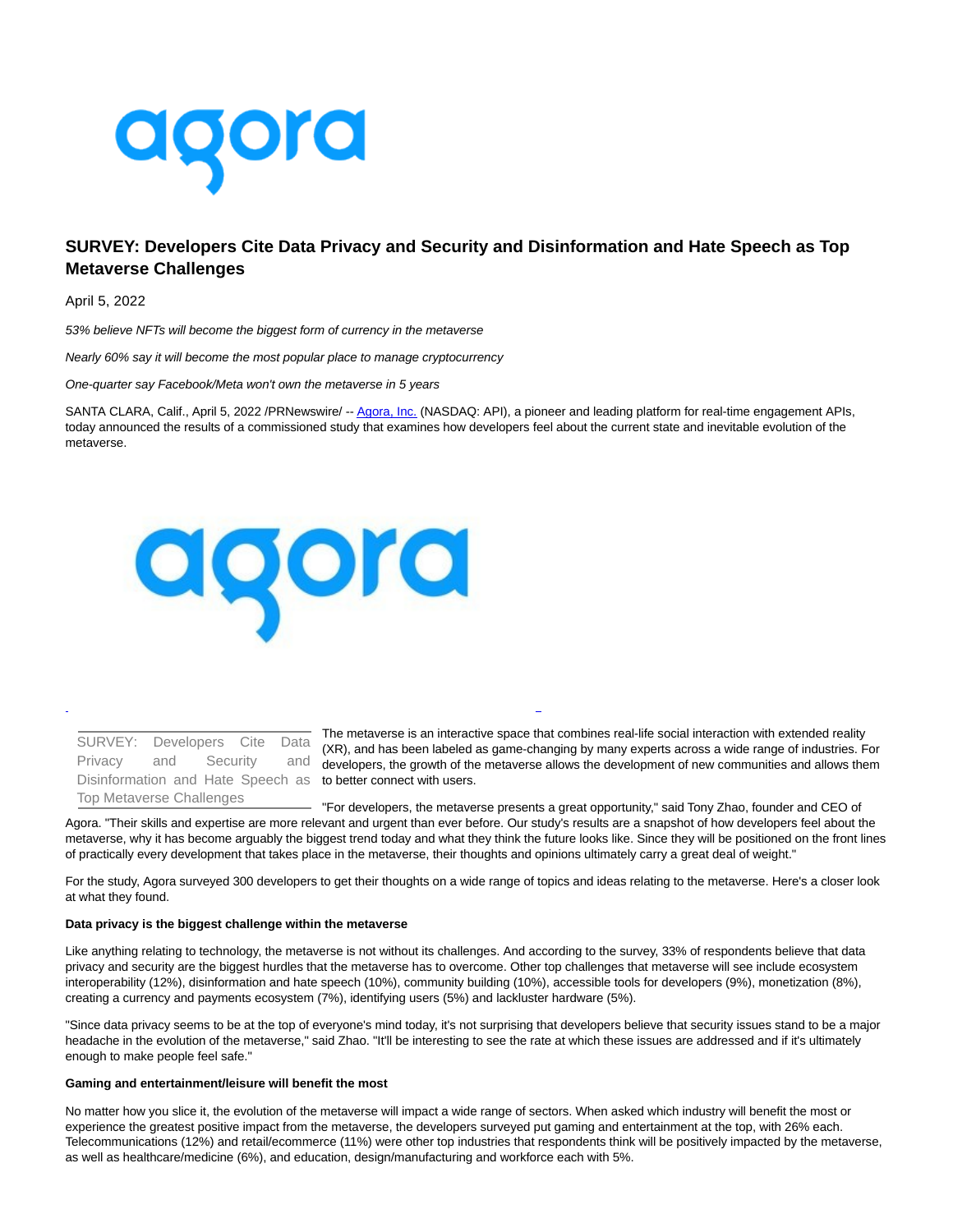# SURVEY: Developers Cite Data Privacy and Security and Disinformation and Hate Speech as Top Metaverse Challenges

April 5, 2022

*53% believe NFTs will become the biggest form of currency in the metaverse*

*Nearly 60% say it will become the most popular place to manage cryptocurrency*

*One-quarter say Facebook/Meta won't own the metaverse in 5 years*

SANTA CLARA, Calif., April 5, 2022 /PRNewswire/ -- Agora, Inc. (NASDAQ: API), a pioneer and leading platform for real-time engagement APIs, today announced the results of a commissioned study that examines how developers feel about the current state and inevitable evolution of the metaverse.

SURVEY: Developers Cite Data Privacy and Security and Disinformation and Hate Speech as Top Metaverse Challenges

The metaverse is an interactive space that combines real-life social interaction with extended reality (XR), and has been labeled as game-changing by many experts across a wide range of industries. For developers, the growth of the metaverse allows the development of new communities and allows them to better connect with users.

"For developers, the metaverse presents a great opportunity," said Tony Zhao, founder and CEO of Agora. "Their skills and expertise are more relevant and urgent than ever before. Our study's results are a snapshot of how developers feel about the metaverse, why it has become arguably the biggest trend today and what they think the future looks like. Since they will be positioned on the front lines of practically every development that takes place in the metaverse, their thoughts and opinions ultimately carry a great deal of weight."

For the study, Agora surveyed 300 developers to get their thoughts on a wide range of topics and ideas relating to the metaverse. Here's a closer look at what they found.

**Data privacy is the biggest challenge within the metaverse**

Like anything relating to technology, the metaverse is not without its challenges. And according to the survey, 33% of respondents believe that data privacy and security are the biggest hurdles that the metaverse has to overcome. Other top challenges that metaverse will see include ecosystem interoperability (12%), disinformation and hate speech (10%), community building (10%), accessible tools for developers (9%), monetization (8%), creating a currency and payments ecosystem (7%), identifying users (5%) and lackluster hardware (5%).

"Since data privacy seems to be at the top of everyone's mind today, it's not surprising that developers believe that security issues stand to be a major headache in the evolution of the metaverse," said Zhao. "It'll be interesting to see the rate at which these issues are addressed and if it's ultimately enough to make people feel safe."

**Gaming and entertainment/leisure will benefit the most**

No matter how you slice it, the evolution of the metaverse will impact a wide range of sectors. When asked which industry will benefit the most or experience the greatest positive impact from the metaverse, the developers surveyed put gaming and entertainment at the top, with 26% each. Telecommunications (12%) and retail/ecommerce (11%) were other top industries that respondents think will be positively impacted by the metaverse, as well as healthcare/medicine (6%), and education, design/manufacturing and workforce each with 5%.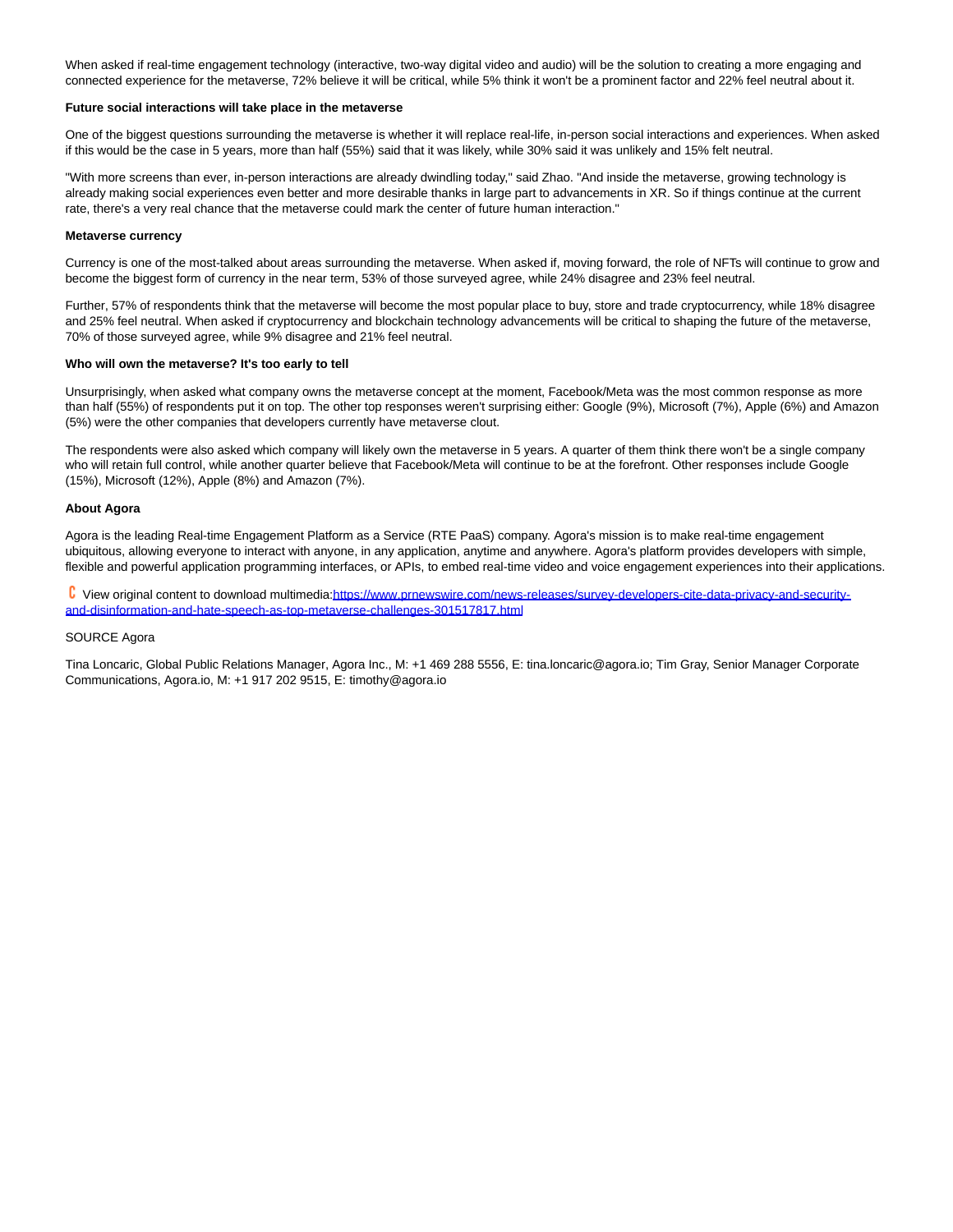When asked if real-time engagement technology (interactive, two-way digital video and audio) will be the solution to creating a more engaging and connected experience for the metaverse, 72% believe it will be critical, while 5% think it won't be a prominent factor and 22% feel neutral about it.

**Future social interactions will take place in the metaverse**

One of the biggest questions surrounding the metaverse is whether it will replace real-life, in-person social interactions and experiences. When asked if this would be the case in 5 years, more than half (55%) said that it was likely, while 30% said it was unlikely and 15% felt neutral.

"With more screens than ever, in-person interactions are already dwindling today," said Zhao. "And inside the metaverse, growing technology is already making social experiences even better and more desirable thanks in large part to advancements in XR. So if things continue at the current rate, there's a very real chance that the metaverse could mark the center of future human interaction."

**Metaverse currency**

Currency is one of the most-talked about areas surrounding the metaverse. When asked if, moving forward, the role of NFTs will continue to grow and become the biggest form of currency in the near term, 53% of those surveyed agree, while 24% disagree and 23% feel neutral.

Further, 57% of respondents think that the metaverse will become the most popular place to buy, store and trade cryptocurrency, while 18% disagree and 25% feel neutral. When asked if cryptocurrency and blockchain technology advancements will be critical to shaping the future of the metaverse, 70% of those surveyed agree, while 9% disagree and 21% feel neutral.

**Who will own the metaverse? It's too early to tell**

Unsurprisingly, when asked what company owns the metaverse concept at the moment, Facebook/Meta was the most common response as more than half (55%) of respondents put it on top. The other top responses weren't surprising either: Google (9%), Microsoft (7%), Apple (6%) and Amazon (5%) were the other companies that developers currently have metaverse clout.

The respondents were also asked which company will likely own the metaverse in 5 years. A quarter of them think there won't be a single company who will retain full control, while another quarter believe that Facebook/Meta will continue to be at the forefront. Other responses include Google (15%), Microsoft (12%), Apple (8%) and Amazon (7%).

**About Agora**

Agora is the leading Real-time Engagement Platform as a Service (RTE PaaS) company. Agora's mission is to make real-time engagement ubiquitous, allowing everyone to interact with anyone, in any application, anytime and anywhere. Agora's platform provides developers with simple, flexible and powerful application programming interfaces, or APIs, to embed real-time video and voice engagement experiences into their applications.

View original content to download multimedia:https://www.prnewswire.com/news-releases/survey-developers-cite-data-privacy-and-security-and-disinformation-and-hate-speech-as-top-metaverse-challenges-301517817.html

SOURCE Agora

Tina Loncaric, Global Public Relations Manager, Agora Inc., M: +1 469 288 5556, E: tina.loncaric@agora.io; Tim Gray, Senior Manager Corporate Communications, Agora.io, M: +1 917 202 9515, E: timothy@agora.io